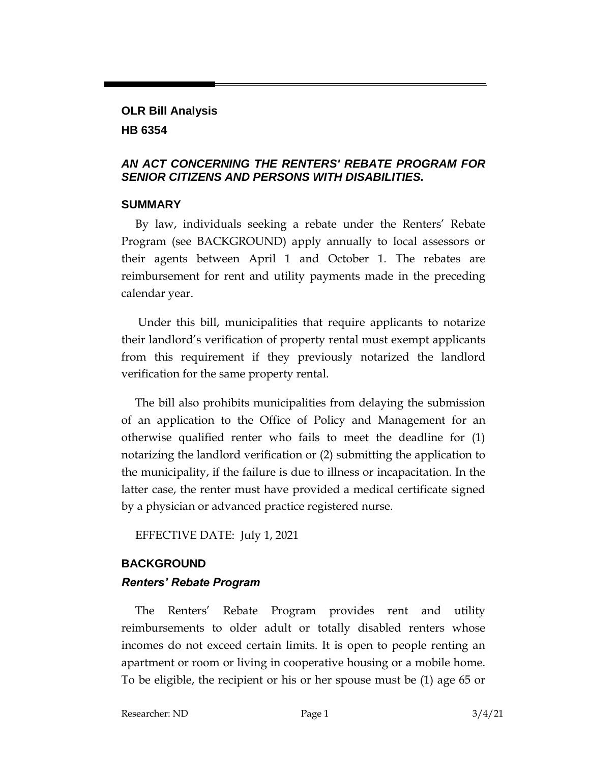**OLR Bill Analysis**

**HB 6354**

***AN ACT CONCERNING THE RENTERS' REBATE PROGRAM FOR SENIOR CITIZENS AND PERSONS WITH DISABILITIES.***

## SUMMARY

By law, individuals seeking a rebate under the Renters' Rebate Program (see BACKGROUND) apply annually to local assessors or their agents between April 1 and October 1. The rebates are reimbursement for rent and utility payments made in the preceding calendar year.

Under this bill, municipalities that require applicants to notarize their landlord's verification of property rental must exempt applicants from this requirement if they previously notarized the landlord verification for the same property rental.

The bill also prohibits municipalities from delaying the submission of an application to the Office of Policy and Management for an otherwise qualified renter who fails to meet the deadline for (1) notarizing the landlord verification or (2) submitting the application to the municipality, if the failure is due to illness or incapacitation. In the latter case, the renter must have provided a medical certificate signed by a physician or advanced practice registered nurse.

EFFECTIVE DATE: July 1, 2021

## BACKGROUND

### *Renters' Rebate Program*

The Renters' Rebate Program provides rent and utility reimbursements to older adult or totally disabled renters whose incomes do not exceed certain limits. It is open to people renting an apartment or room or living in cooperative housing or a mobile home. To be eligible, the recipient or his or her spouse must be (1) age 65 or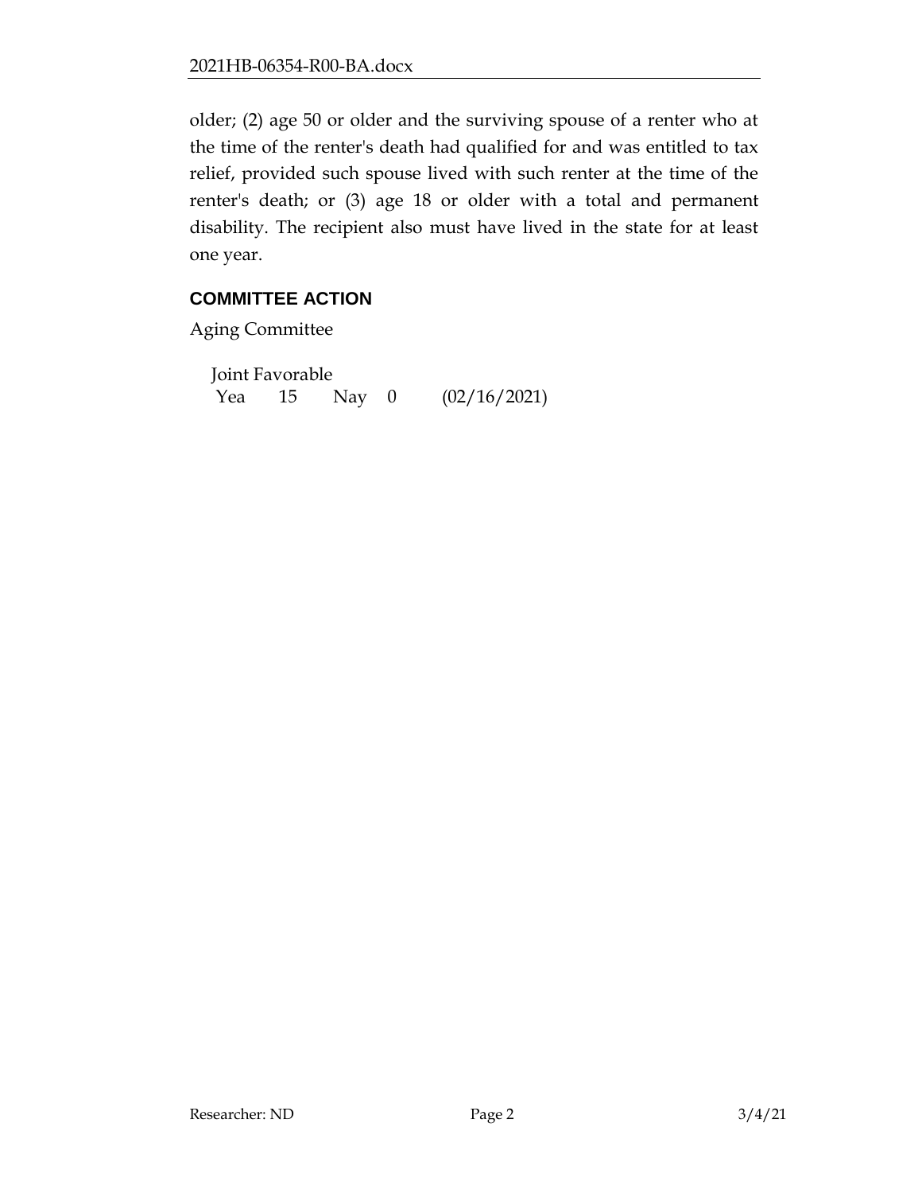older; (2) age 50 or older and the surviving spouse of a renter who at the time of the renter's death had qualified for and was entitled to tax relief, provided such spouse lived with such renter at the time of the renter's death; or (3) age 18 or older with a total and permanent disability. The recipient also must have lived in the state for at least one year.

## COMMITTEE ACTION

Aging Committee

Joint Favorable
Yea 15 Nay 0 (02/16/2021)